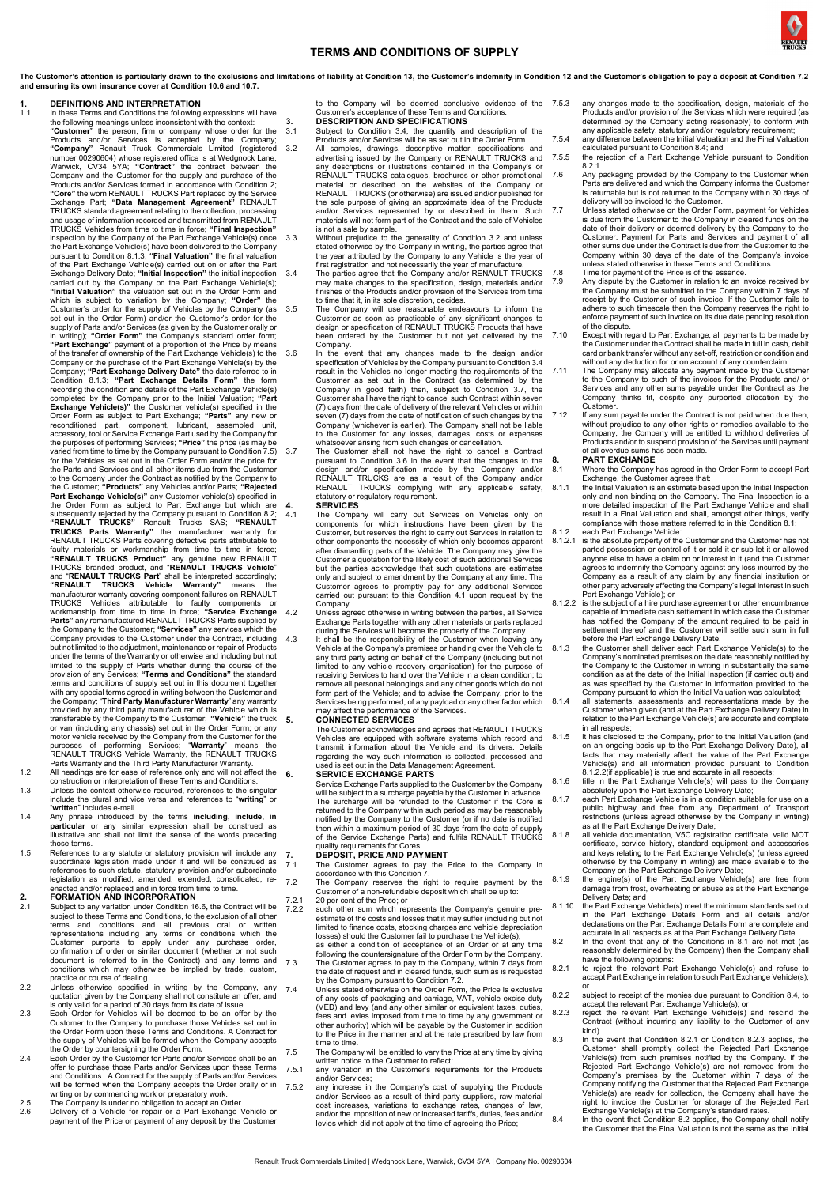# TERMS AND CONDITIONS OF SUPPLY

**The Customer's attention is particularly drawn to the exclusions and limitations of liability at Condition 13, the Customer's indemnity in Condition 12 and the Customer's obligation to pay a deposit at Condition 7.2 and ensuring its own insurance cover at Condition 10.6 and 10.7.**

## 1. DEFINITIONS AND INTERPRETATION

1.1 In these Terms and Conditions the following expressions will have the following meanings unless inconsistent with the context:

**"Customer"** the person, firm or company whose order for the Products and/or Services is accepted by the Company; **"Company"** Renault Truck Commercials Limited (registered number 00290604) whose registered office is at Wedgnock Lane, Warwick, CV34 5YA; **"Contract"** the contract between the Company and the Customer for the supply and purchase of the Products and/or Services formed in accordance with Condition 2; **"Core"** the worn RENAULT TRUCKS Part replaced by the Service Exchange Part; **"Data Management Agreement"** RENAULT TRUCKS standard agreement relating to the collection, processing and usage of information recorded and transmitted from RENAULT TRUCKS Vehicles from time to time in force; **"Final Inspection"** inspection by the Company of the Part Exchange Vehicle(s) once the Part Exchange Vehicle(s) have been delivered to the Company pursuant to Condition 8.1.3; **"Final Valuation"** the final valuation of the Part Exchange Vehicle(s) carried out on or after the Part Exchange Delivery Date; **"Initial Inspection"** the initial inspection carried out by the Company on the Part Exchange Vehicle(s); **"Initial Valuation"** the valuation set out in the Order Form and which is subject to variation by the Company; **"Order"** the Customer's order for the supply of Vehicles by the Company (as set out in the Order Form) and/or the Customer's order for the supply of Parts and/or Services (as given by the Customer orally or in writing); **"Order Form"** the Company's standard order form; **"Part Exchange"** payment of a proportion of the Price by means of the transfer of ownership of the Part Exchange Vehicle(s) to the Company or the purchase of the Part Exchange Vehicle(s) by the Company; **"Part Exchange Delivery Date"** the date referred to in Condition 8.1.3; **"Part Exchange Details Form"** the form recording the condition and details of the Part Exchange Vehicle(s) completed by the Company prior to the Initial Valuation; **"Part Exchange Vehicle(s)"** the Customer vehicle(s) specified in the Order Form as subject to Part Exchange; **"Parts"** any new or reconditioned part, component, lubricant, assembled unit, accessory, tool or Service Exchange Part used by the Company for the purposes of performing Services; **"Price"** the price (as may be varied from time to time by the Company pursuant to Condition 7.5) for the Vehicles as set out in the Order Form and/or the price for the Parts and Services and all other items due from the Customer to the Company under the Contract as notified by the Company to the Customer; **"Products"** any Vehicles and/or Parts; **"Rejected Part Exchange Vehicle(s)"** any Customer vehicle(s) specified in the Order Form as subject to Part Exchange but which are subsequently rejected by the Company pursuant to Condition 8.2; **"RENAULT TRUCKS"** Renault Trucks SAS; **"RENAULT TRUCKS Parts Warranty"** the manufacturer warranty for RENAULT TRUCKS Parts covering defective parts attributable to faulty materials or workmanship from time to time in force; **"RENAULT TRUCKS Product"** any genuine new RENAULT TRUCKS branded product, and "**RENAULT TRUCKS Vehicle**" and "**RENAULT TRUCKS Part**" shall be interpreted accordingly; **"RENAULT TRUCKS Vehicle Warranty"** means the manufacturer warranty covering component failures on RENAULT TRUCKS Vehicles attributable to faulty components or workmanship from time to time in force; **"Service Exchange Parts"** any remanufactured RENAULT TRUCKS Parts supplied by the Company to the Customer; **"Services"** any services which the Company provides to the Customer under the Contract, including but not limited to the adjustment, maintenance or repair of Products under the terms of the Warranty or otherwise and including but not limited to the supply of Parts whether during the course of the provision of any Services; **"Terms and Conditions"** the standard terms and conditions of supply set out in this document together with any special terms agreed in writing between the Customer and the Company; "**Third Party Manufacturer Warranty**" any warranty provided by any third party manufacturer of the Vehicle which is transferable by the Company to the Customer; **"Vehicle"** the truck or van (including any chassis) set out in the Order Form; or any motor vehicle received by the Company from the Customer for the purposes of performing Services; "**Warranty**" means the RENAULT TRUCKS Vehicle Warranty, the RENAULT TRUCKS Parts Warranty and the Third Party Manufacturer Warranty.

1.2 All headings are for ease of reference only and will not affect the construction or interpretation of these Terms and Conditions.

1.3 Unless the context otherwise required, references to the singular include the plural and vice versa and references to "**writing**" or "**written**" includes e-mail.

1.4 Any phrase introduced by the terms **including**, **include**, **in particular** or any similar expression shall be construed as illustrative and shall not limit the sense of the words preceding those terms.

1.5 References to any statute or statutory provision will include any subordinate legislation made under it and will be construed as references to such statute, statutory provision and/or subordinate legislation as modified, amended, extended, consolidated, re-enacted and/or replaced and in force from time to time.

## 2. FORMATION AND INCORPORATION

2.1 Subject to any variation under Condition 16.6, the Contract will be subject to these Terms and Conditions, to the exclusion of all other terms and conditions and all previous oral or written representations including any terms or conditions which the Customer purports to apply under any purchase order, confirmation of order or similar document (whether or not such document is referred to in the Contract) and any terms and conditions which may otherwise be implied by trade, custom, practice or course of dealing.

2.2 Unless otherwise specified in writing by the Company, any quotation given by the Company shall not constitute an offer, and is only valid for a period of 30 days from its date of issue.

2.3 Each Order for Vehicles will be deemed to be an offer by the Customer to the Company to purchase those Vehicles set out in the Order Form upon these Terms and Conditions. A Contract for the supply of Vehicles will be formed when the Company accepts the Order by countersigning the Order Form.

2.4 Each Order by the Customer for Parts and/or Services shall be an offer to purchase those Parts and/or Services upon these Terms and Conditions. A Contract for the supply of Parts and/or Services will be formed when the Company accepts the Order orally or in writing or by commencing work or preparatory work.

2.5 The Company is under no obligation to accept an Order.

2.6 Delivery of a Vehicle for repair or a Part Exchange Vehicle or payment of the Price or payment of any deposit by the Customer to the Company will be deemed conclusive evidence of the Customer's acceptance of these Terms and Conditions.

## 3. DESCRIPTION AND SPECIFICATIONS

3.1 Subject to Condition 3.4, the quantity and description of the Products and/or Services will be as set out in the Order Form.

3.2 All samples, drawings, descriptive matter, specifications and advertising issued by the Company or RENAULT TRUCKS and any descriptions or illustrations contained in the Company's or RENAULT TRUCKS catalogues, brochures or other promotional material or described on the websites of the Company or RENAULT TRUCKS (or otherwise) are issued and/or published for the sole purpose of giving an approximate idea of the Products and/or Services represented by or described in them. Such materials will not form part of the Contract and the sale of Vehicles is not a sale by sample.

3.3 Without prejudice to the generality of Condition 3.2 and unless stated otherwise by the Company in writing, the parties agree that the year attributed by the Company to any Vehicle is the year of first registration and not necessarily the year of manufacture.

3.4 The parties agree that the Company and/or RENAULT TRUCKS may make changes to the specification, design, materials and/or finishes of the Products and/or provision of the Services from time to time that it, in its sole discretion, decides.

3.5 The Company will use reasonable endeavours to inform the Customer as soon as practicable of any significant changes to design or specification of RENAULT TRUCKS Products that have been ordered by the Customer but not yet delivered by the Company.

3.6 In the event that any changes made to the design and/or specification of Vehicles by the Company pursuant to Condition 3.4 result in the Vehicles no longer meeting the requirements of the Customer as set out in the Contract (as determined by the Company in good faith) then, subject to Condition 3.7, the Customer shall have the right to cancel such Contract within seven (7) days from the date of delivery of the relevant Vehicles or within seven (7) days from the date of notification of such changes by the Company (whichever is earlier). The Company shall not be liable to the Customer for any losses, damages, costs or expenses whatsoever arising from such changes or cancellation.

3.7 The Customer shall not have the right to cancel a Contract pursuant to Condition 3.6 in the event that the changes to the design and/or specification made by the Company and/or RENAULT TRUCKS are as a result of the Company and/or RENAULT TRUCKS complying with any applicable safety, statutory or regulatory requirement.

## 4. SERVICES

4.1 The Company will carry out Services on Vehicles only on components for which instructions have been given by the Customer, but reserves the right to carry out Services in relation to other components the necessity of which only becomes apparent after dismantling parts of the Vehicle. The Company may give the Customer a quotation for the likely cost of such additional Services but the parties acknowledge that such quotations are estimates only and subject to amendment by the Company at any time. The Customer agrees to promptly pay for any additional Services carried out pursuant to this Condition 4.1 upon request by the Company.

4.2 Unless agreed otherwise in writing between the parties, all Service Exchange Parts together with any other materials or parts replaced during the Services will become the property of the Company.

4.3 It shall be the responsibility of the Customer when leaving any Vehicle at the Company's premises or handing over the Vehicle to any third party acting on behalf of the Company (including but not limited to any vehicle recovery organisation) for the purpose of receiving Services to hand over the Vehicle in a clean condition; to remove all personal belongings and any other goods which do not form part of the Vehicle; and to advise the Company, prior to the Services being performed, of any payload or any other factor which may affect the performance of the Services.

## 5. CONNECTED SERVICES

The Customer acknowledges and agrees that RENAULT TRUCKS Vehicles are equipped with software systems which record and transmit information about the Vehicle and its drivers. Details regarding the way such information is collected, processed and used is set out in the Data Management Agreement.

## 6. SERVICE EXCHANGE PARTS

Service Exchange Parts supplied to the Customer by the Company will be subject to a surcharge payable by the Customer in advance. The surcharge will be refunded to the Customer if the Core is returned to the Company within such period as may be reasonably notified by the Company to the Customer (or if no date is notified then within a maximum period of 30 days from the date of supply of the Service Exchange Parts) and fulfils RENAULT TRUCKS quality requirements for Cores.

## 7. DEPOSIT, PRICE AND PAYMENT

7.1 The Customer agrees to pay the Price to the Company in accordance with this Condition 7.

7.2 The Company reserves the right to require payment by the Customer of a non-refundable deposit which shall be up to:

7.2.1 20 per cent of the Price; or

7.2.2 such other sum which represents the Company's genuine pre-estimate of the costs and losses that it may suffer (including but not limited to finance costs, stocking charges and vehicle depreciation losses) should the Customer fail to purchase the Vehicle(s);

as either a condition of acceptance of an Order or at any time following the countersignature of the Order Form by the Company.

7.3 The Customer agrees to pay to the Company, within 7 days from the date of request and in cleared funds, such sum as is requested by the Company pursuant to Condition 7.2.

7.4 Unless stated otherwise on the Order Form, the Price is exclusive of any costs of packaging and carriage, VAT, vehicle excise duty (VED) and levy (and any other similar or equivalent taxes, duties, fees and levies imposed from time to time by any government or other authority) which will be payable by the Customer in addition to the Price in the manner and at the rate prescribed by law from time to time.

7.5 The Company will be entitled to vary the Price at any time by giving written notice to the Customer to reflect:

7.5.1 any variation in the Customer's requirements for the Products and/or Services;

7.5.2 any increase in the Company's cost of supplying the Products and/or Services as a result of third party suppliers, raw material cost increases, variations to exchange rates, changes of law, and/or the imposition of new or increased tariffs, duties, fees and/or levies which did not apply at the time of agreeing the Price;

7.5.3 any changes made to the specification, design, materials of the Products and/or provision of the Services which were required (as determined by the Company acting reasonably) to conform with any applicable safety, statutory and/or regulatory requirement;

7.5.4 any difference between the Initial Valuation and the Final Valuation calculated pursuant to Condition 8.4; and

7.5.5 the rejection of a Part Exchange Vehicle pursuant to Condition 8.2.1.

7.6 Any packaging provided by the Company to the Customer when Parts are delivered and which the Company informs the Customer is returnable but is not returned to the Company within 30 days of delivery will be invoiced to the Customer.

7.7 Unless stated otherwise on the Order Form, payment for Vehicles is due from the Customer to the Company in cleared funds on the date of their delivery or deemed delivery by the Company to the Customer. Payment for Parts and Services and payment of all other sums due under the Contract is due from the Customer to the Company within 30 days of the date of the Company's invoice unless stated otherwise in these Terms and Conditions.

7.8 Time for payment of the Price is of the essence.

7.9 Any dispute by the Customer in relation to an invoice received by the Company must be submitted to the Company within 7 days of receipt by the Customer of such invoice. If the Customer fails to adhere to such timescale then the Company reserves the right to enforce payment of such invoice on its due date pending resolution of the dispute.

7.10 Except with regard to Part Exchange, all payments to be made by the Customer under the Contract shall be made in full in cash, debit card or bank transfer without any set-off, restriction or condition and without any deduction for or on account of any counterclaim.

7.11 The Company may allocate any payment made by the Customer to the Company to such of the invoices for the Products and/ or Services and any other sums payable under the Contract as the Company thinks fit, despite any purported allocation by the Customer.

7.12 If any sum payable under the Contract is not paid when due then, without prejudice to any other rights or remedies available to the Company, the Company will be entitled to withhold deliveries of Products and/or to suspend provision of the Services until payment of all overdue sums has been made.

## 8. PART EXCHANGE

8.1 Where the Company has agreed in the Order Form to accept Part Exchange, the Customer agrees that:

8.1.1 the Initial Valuation is an estimate based upon the Initial Inspection only and non-binding on the Company. The Final Inspection is a more detailed inspection of the Part Exchange Vehicle and shall result in a Final Valuation and shall, amongst other things, verify compliance with those matters referred to in this Condition 8.1;

8.1.2 each Part Exchange Vehicle:

8.1.2.1 is the absolute property of the Customer and the Customer has not parted possession or control of it or sold it or sub-let it or allowed anyone else to have a claim on or interest in it (and the Customer agrees to indemnify the Company against any loss incurred by the Company as a result of any claim by any financial institution or other party adversely affecting the Company's legal interest in such Part Exchange Vehicle); or

8.1.2.2 is the subject of a hire purchase agreement or other encumbrance capable of immediate cash settlement in which case the Customer has notified the Company of the amount required to be paid in settlement thereof and the Customer will settle such sum in full before the Part Exchange Delivery Date.

8.1.3 the Customer shall deliver each Part Exchange Vehicle(s) to the Company's nominated premises on the date reasonably notified by the Company to the Customer in writing in substantially the same condition as at the date of the Initial Inspection (if carried out) and as was specified by the Customer in information provided to the Company pursuant to which the Initial Valuation was calculated;

8.1.4 all statements, assessments and representations made by the Customer when given (and at the Part Exchange Delivery Date) in relation to the Part Exchange Vehicle(s) are accurate and complete in all respects;

8.1.5 it has disclosed to the Company, prior to the Initial Valuation (and on an ongoing basis up to the Part Exchange Delivery Date), all facts that may materially affect the value of the Part Exchange Vehicle(s) and all information provided pursuant to Condition 8.1.2.2(if applicable) is true and accurate in all respects;

8.1.6 title in the Part Exchange Vehicle(s) will pass to the Company absolutely upon the Part Exchange Delivery Date;

8.1.7 each Part Exchange Vehicle is in a condition suitable for use on a public highway and free from any Department of Transport restrictions (unless agreed otherwise by the Company in writing) as at the Part Exchange Delivery Date;

8.1.8 all vehicle documentation, V5C registration certificate, valid MOT certificate, service history, standard equipment and accessories and keys relating to the Part Exchange Vehicle(s) (unless agreed otherwise by the Company in writing) are made available to the Company on the Part Exchange Delivery Date;

8.1.9 the engine(s) of the Part Exchange Vehicle(s) are free from damage from frost, overheating or abuse as at the Part Exchange Delivery Date; and

8.1.10 the Part Exchange Vehicle(s) meet the minimum standards set out in the Part Exchange Details Form and all details and/or declarations on the Part Exchange Details Form are complete and accurate in all respects as at the Part Exchange Delivery Date.

8.2 In the event that any of the Conditions in 8.1 are not met (as reasonably determined by the Company) then the Company shall have the following options:

8.2.1 to reject the relevant Part Exchange Vehicle(s) and refuse to accept Part Exchange in relation to such Part Exchange Vehicle(s); or

8.2.2 subject to receipt of the monies due pursuant to Condition 8.4, to accept the relevant Part Exchange Vehicle(s); or

8.2.3 reject the relevant Part Exchange Vehicle(s) and rescind the Contract (without incurring any liability to the Customer of any kind).

8.3 In the event that Condition 8.2.1 or Condition 8.2.3 applies, the Customer shall promptly collect the Rejected Part Exchange Vehicle(s) from such premises notified by the Company. If the Rejected Part Exchange Vehicle(s) are not removed from the Company's premises by the Customer within 7 days of the Company notifying the Customer that the Rejected Part Exchange Vehicle(s) are ready for collection, the Company shall have the right to invoice the Customer for storage of the Rejected Part Exchange Vehicle(s) at the Company's standard rates.

8.4 In the event that Condition 8.2 applies, the Company shall notify the Customer that the Final Valuation is not the same as the Initial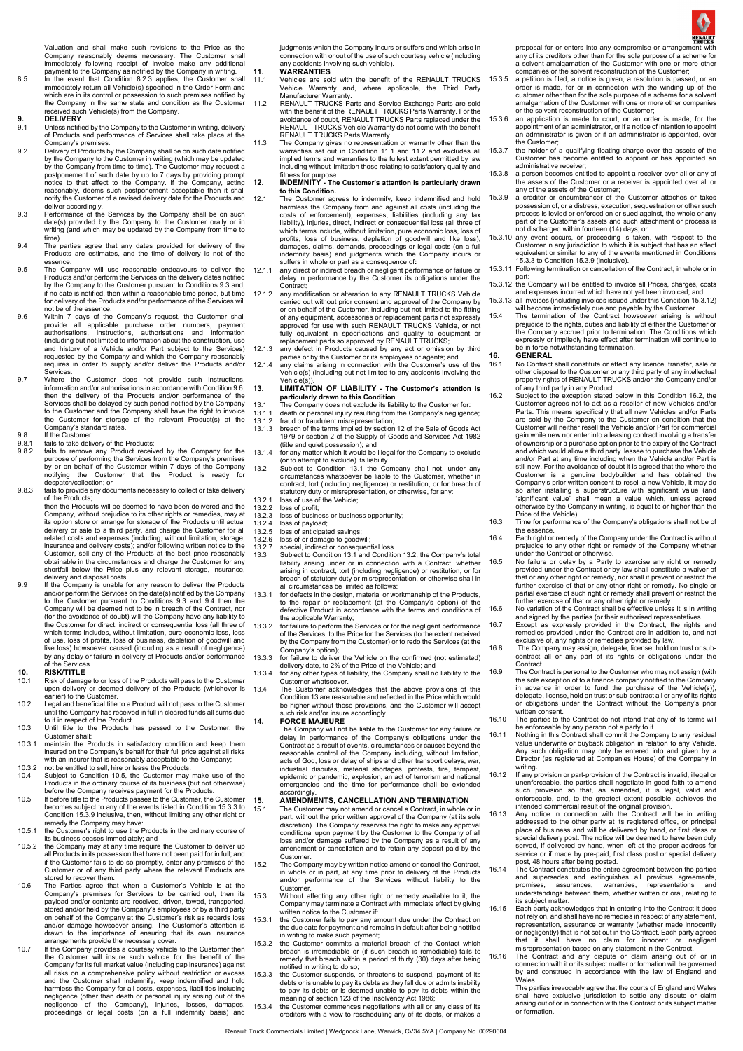Valuation and shall make such revisions to the Price as the Company reasonably deems necessary. The Customer shall immediately following receipt of invoice make any additional payment to the Company as notified by the Company in writing.

8.5 In the event that Condition 8.2.3 applies, the Customer shall immediately return all Vehicle(s) specified in the Order Form and which are in its control or possession to such premises notified by the Company in the same state and condition as the Customer received such Vehicle(s) from the Company.

## 9. DELIVERY

9.1 Unless notified by the Company to the Customer in writing, delivery of Products and performance of Services shall take place at the Company's premises.

9.2 Delivery of Products by the Company shall be on such date notified by the Company to the Customer in writing (which may be updated by the Company from time to time). The Customer may request a postponement of such date by up to 7 days by providing prompt notice to that effect to the Company. If the Company, acting reasonably, deems such postponement acceptable then it shall notify the Customer of a revised delivery date for the Products and deliver accordingly.

9.3 Performance of the Services by the Company shall be on such date(s) provided by the Company to the Customer orally or in writing (and which may be updated by the Company from time to time).

9.4 The parties agree that any dates provided for delivery of the Products are estimates, and the time of delivery is not of the essence.

9.5 The Company will use reasonable endeavours to deliver the Products and/or perform the Services on the delivery dates notified by the Company to the Customer pursuant to Conditions 9.3 and, if no date is notified, then within a reasonable time period, but time for delivery of the Products and/or performance of the Services will not be of the essence.

9.6 Within 7 days of the Company's request, the Customer shall provide all applicable purchase order numbers, payment authorisations, instructions, authorisations and information (including but not limited to information about the construction, use and history of a Vehicle and/or Part subject to the Services) requested by the Company and which the Company reasonably requires in order to supply and/or deliver the Products and/or Services.

9.7 Where the Customer does not provide such instructions, information and/or authorisations in accordance with Condition 9.6, then the delivery of the Products and/or performance of the Services shall be delayed by such period notified by the Company to the Customer and the Company shall have the right to invoice the Customer for storage of the relevant Product(s) at the Company's standard rates.

9.8 If the Customer:

9.8.1 fails to take delivery of the Products;

9.8.2 fails to remove any Product received by the Company for the purpose of performing the Services from the Company's premises by or on behalf of the Customer within 7 days of the Company notifying the Customer that the Product is ready for despatch/collection; or

9.8.3 fails to provide any documents necessary to collect or take delivery of the Products;

then the Products will be deemed to have been delivered and the Company, without prejudice to its other rights or remedies, may at its option store or arrange for storage of the Products until actual delivery or sale to a third party, and charge the Customer for all related costs and expenses (including, without limitation, storage, insurance and delivery costs); and/or following written notice to the Customer, sell any of the Products at the best price reasonably obtainable in the circumstances and charge the Customer for any shortfall below the Price plus any relevant storage, insurance, delivery and disposal costs.

9.9 If the Company is unable for any reason to deliver the Products and/or perform the Services on the date(s) notified by the Company to the Customer pursuant to Conditions 9.3 and 9.4 then the Company will be deemed not to be in breach of the Contract, nor (for the avoidance of doubt) will the Company have any liability to the Customer for direct, indirect or consequential loss (all three of which terms includes, without limitation, pure economic loss, loss of use, loss of profits, loss of business, depletion of goodwill and like loss) howsoever caused (including as a result of negligence) by any delay or failure in delivery of Products and/or performance of the Services.

## 10. RISK/TITLE

10.1 Risk of damage to or loss of the Products will pass to the Customer upon delivery or deemed delivery of the Products (whichever is earlier) to the Customer.

10.2 Legal and beneficial title to a Product will not pass to the Customer until the Company has received in full in cleared funds all sums due to it in respect of the Product.

10.3 Until title to the Products has passed to the Customer, the Customer shall:

10.3.1 maintain the Products in satisfactory condition and keep them insured on the Company's behalf for their full price against all risks with an insurer that is reasonably acceptable to the Company;

10.3.2 not be entitled to sell, hire or lease the Products.

10.4 Subject to Condition 10.5, the Customer may make use of the Products in the ordinary course of its business (but not otherwise) before the Company receives payment for the Products.

10.5 If before title to the Products passes to the Customer, the Customer becomes subject to any of the events listed in Condition 15.3.3 to Condition 15.3.9 inclusive, then, without limiting any other right or remedy the Company may have:

10.5.1 the Customer's right to use the Products in the ordinary course of its business ceases immediately; and

10.5.2 the Company may at any time require the Customer to deliver up all Products in its possession that have not been paid for in full; and if the Customer fails to do so promptly, enter any premises of the Customer or of any third party where the relevant Products are stored to recover them.

10.6 The Parties agree that when a Customer's Vehicle is at the Company's premises for Services to be carried out, then its payload and/or contents are received, driven, towed, transported, stored and/or held by the Company's employees or by a third party on behalf of the Company at the Customer's risk as regards loss and/or damage howsoever arising. The Customer's attention is drawn to the importance of ensuring that its own insurance arrangements provide the necessary cover.

10.7 If the Company provides a courtesy vehicle to the Customer then the Customer will insure such vehicle for the benefit of the Company for its full market value (including gap insurance) against all risks on a comprehensive policy without restriction or excess and the Customer shall indemnify, keep indemnified and hold harmless the Company for all costs, expenses, liabilities including negligence (other than death or personal injury arising out of the negligence of the Company), injuries, losses, damages, proceedings or legal costs (on a full indemnity basis) and judgments which the Company incurs or suffers and which arise in connection with or out of the use of such courtesy vehicle (including any accidents involving such vehicle).

## 11. WARRANTIES

11.1 Vehicles are sold with the benefit of the RENAULT TRUCKS Vehicle Warranty and, where applicable, the Third Party Manufacturer Warranty.

11.2 RENAULT TRUCKS Parts and Service Exchange Parts are sold with the benefit of the RENAULT TRUCKS Parts Warranty. For the avoidance of doubt, RENAULT TRUCKS Parts replaced under the RENAULT TRUCKS Vehicle Warranty do not come with the benefit RENAULT TRUCKS Parts Warranty.

11.3 The Company gives no representation or warranty other than the warranties set out in Condition 11.1 and 11.2 and excludes all implied terms and warranties to the fullest extent permitted by law including without limitation those relating to satisfactory quality and fitness for purpose.

## 12. INDEMNITY - The Customer's attention is particularly drawn to this Condition.

12.1 The Customer agrees to indemnify, keep indemnified and hold harmless the Company from and against all costs (including the costs of enforcement), expenses, liabilities (including any tax liability), injuries, direct, indirect or consequential loss (all three of which terms include, without limitation, pure economic loss, loss of profits, loss of business, depletion of goodwill and like loss), damages, claims, demands, proceedings or legal costs (on a full indemnity basis) and judgments which the Company incurs or suffers in whole or part as a consequence of:

12.1.1 any direct or indirect breach or negligent performance or failure or delay in performance by the Customer its obligations under the Contract;

12.1.2 any modification or alteration to any RENAULT TRUCKS Vehicle carried out without prior consent and approval of the Company by or on behalf of the Customer, including but not limited to the fitting of any equipment, accessories or replacement parts not expressly approved for use with such RENAULT TRUCKS Vehicle, or not fully equivalent in specifications and quality to equipment or replacement parts so approved by RENAULT TRUCKS;

12.1.3 any defect in Products caused by any act or omission by third parties or by the Customer or its employees or agents; and

12.1.4 any claims arising in connection with the Customer's use of the Vehicle(s) (including but not limited to any accidents involving the Vehicle(s)).

## 13. LIMITATION OF LIABILITY - The Customer's attention is particularly drawn to this Condition

13.1 The Company does not exclude its liability to the Customer for:

13.1.1 death or personal injury resulting from the Company's negligence;

13.1.2 fraud or fraudulent misrepresentation;

13.1.3 breach of the terms implied by section 12 of the Sale of Goods Act 1979 or section 2 of the Supply of Goods and Services Act 1982 (title and quiet possession); and

13.1.4 for any matter which it would be illegal for the Company to exclude (or to attempt to exclude) its liability.

13.2 Subject to Condition 13.1 the Company shall not, under any circumstances whatsoever be liable to the Customer, whether in contract, tort (including negligence) or restitution, or for breach of statutory duty or misrepresentation, or otherwise, for any:

13.2.1 loss of use of the Vehicle;

13.2.2 loss of profit;

13.2.3 loss of business or business opportunity;

13.2.4 loss of payload;

13.2.5 loss of anticipated savings;

13.2.6 loss of or damage to goodwill;

13.2.7 special, indirect or consequential loss.

13.3 Subject to Condition 13.1 and Condition 13.2, the Company's total liability arising under or in connection with a Contract, whether arising in contract, tort (including negligence) or restitution, or for breach of statutory duty or misrepresentation, or otherwise shall in all circumstances be limited as follows:

13.3.1 for defects in the design, material or workmanship of the Products, to the repair or replacement (at the Company's option) of the defective Product in accordance with the terms and conditions of the applicable Warranty;

13.3.2 for failure to perform the Services or for the negligent performance of the Services, to the Price for the Services (to the extent received by the Company from the Customer) or to redo the Services (at the Company's option);

13.3.3 for failure to deliver the Vehicle on the confirmed (not estimated) delivery date, to 2% of the Price of the Vehicle; and

13.3.4 for any other types of liability, the Company shall no liability to the Customer whatsoever.

13.4 The Customer acknowledges that the above provisions of this Condition 13 are reasonable and reflected in the Price which would be higher without those provisions, and the Customer will accept such risk and/or insure accordingly.

## 14. FORCE MAJEURE

The Company will not be liable to the Customer for any failure or delay in performance of the Company's obligations under the Contract as a result of events, circumstances or causes beyond the reasonable control of the Company including, without limitation, acts of God, loss or delay of ships and other transport delays, war, industrial disputes, material shortages, protests, fire, tempest, epidemic or pandemic, explosion, an act of terrorism and national emergencies and the time for performance shall be extended accordingly.

## 15. AMENDMENTS, CANCELLATION AND TERMINATION

15.1 The Customer may not amend or cancel a Contract, in whole or in part, without the prior written approval of the Company (at its sole discretion). The Company reserves the right to make any approval conditional upon payment by the Customer to the Company of all loss and/or damage suffered by the Company as a result of any amendment or cancellation and to retain any deposit paid by the Customer.

15.2 The Company may by written notice amend or cancel the Contract, in whole or in part, at any time prior to delivery of the Products and/or performance of the Services without liability to the Customer.

15.3 Without affecting any other right or remedy available to it, the Company may terminate a Contract with immediate effect by giving written notice to the Customer if:

15.3.1 the Customer fails to pay any amount due under the Contract on the due date for payment and remains in default after being notified in writing to make such payment;

15.3.2 the Customer commits a material breach of the Contact which breach is irremediable or (if such breach is remediable) fails to remedy that breach within a period of thirty (30) days after being notified in writing to do so;

15.3.3 the Customer suspends, or threatens to suspend, payment of its debts or is unable to pay its debts as they fall due or admits inability to pay its debts or is deemed unable to pay its debts within the meaning of section 123 of the Insolvency Act 1986;

15.3.4 the Customer commences negotiations with all or any class of its creditors with a view to rescheduling any of its debts, or makes a proposal for or enters into any compromise or arrangement with any of its creditors other than for the sole purpose of a scheme for a solvent amalgamation of the Customer with one or more other companies or the solvent reconstruction of the Customer;

15.3.5 a petition is filed, a notice is given, a resolution is passed, or an order is made, for or in connection with the winding up of the customer other than for the sole purpose of a scheme for a solvent amalgamation of the Customer with one or more other companies or the solvent reconstruction of the Customer;

15.3.6 an application is made to court, or an order is made, for the appointment of an administrator, or if a notice of intention to appoint an administrator is given or if an administrator is appointed, over the Customer;

15.3.7 the holder of a qualifying floating charge over the assets of the Customer has become entitled to appoint or has appointed an administrative receiver;

15.3.8 a person becomes entitled to appoint a receiver over all or any of the assets of the Customer or a receiver is appointed over all or any of the assets of the Customer;

15.3.9 a creditor or encumbrancer of the Customer attaches or takes possession of, or a distress, execution, sequestration or other such process is levied or enforced on or sued against, the whole or any part of the Customer's assets and such attachment or process is not discharged within fourteen (14) days; or

15.3.10 any event occurs, or proceeding is taken, with respect to the Customer in any jurisdiction to which it is subject that has an effect equivalent or similar to any of the events mentioned in Conditions 15.3.3 to Condition 15.3.9 (inclusive).

15.3.11 Following termination or cancellation of the Contract, in whole or in part:

15.3.12 the Company will be entitled to invoice all Prices, charges, costs and expenses incurred which have not yet been invoiced; and

15.3.13 all invoices (including invoices issued under this Condition 15.3.12) will become immediately due and payable by the Customer.

15.4 The termination of the Contract howsoever arising is without prejudice to the rights, duties and liability of either the Customer or the Company accrued prior to termination. The Conditions which expressly or impliedly have effect after termination will continue to be in force notwithstanding termination.

## 16. GENERAL

16.1 No Contract shall constitute or effect any licence, transfer, sale or other disposal to the Customer or any third party of any intellectual property rights of RENAULT TRUCKS and/or the Company and/or of any third party in any Product.

16.2 Subject to the exception stated below in this Condition 16.2, the Customer agrees not to act as a reseller of new Vehicles and/or Parts. This means specifically that all new Vehicles and/or Parts are sold by the Company to the Customer on condition that the Customer will neither resell the Vehicle and/or Part for commercial gain while new nor enter into a leasing contract involving a transfer of ownership or a purchase option prior to the expiry of the Contract and which would allow a third party lessee to purchase the Vehicle and/or Part at any time including when the Vehicle and/or Part is still new. For the avoidance of doubt it is agreed that the where the Customer is a genuine bodybuilder and has obtained the Company's prior written consent to resell a new Vehicle, it may do so after installing a superstructure with significant value (and 'significant value' shall mean a value which, unless agreed otherwise by the Company in writing, is equal to or higher than the Price of the Vehicle).

16.3 Time for performance of the Company's obligations shall not be of the essence.

16.4 Each right or remedy of the Company under the Contract is without prejudice to any other right or remedy of the Company whether under the Contract or otherwise.

16.5 No failure or delay by a Party to exercise any right or remedy provided under the Contract or by law shall constitute a waiver of that or any other right or remedy, nor shall it prevent or restrict the further exercise of that or any other right or remedy. No single or partial exercise of such right or remedy shall prevent or restrict the further exercise of that or any other right or remedy.

16.6 No variation of the Contract shall be effective unless it is in writing and signed by the parties (or their authorised representatives.

16.7 Except as expressly provided in the Contract, the rights and remedies provided under the Contract are in addition to, and not exclusive of, any rights or remedies provided by law.

16.8 The Company may assign, delegate, license, hold on trust or sub-contract all or any part of its rights or obligations under the Contract.

16.9 The Contract is personal to the Customer who may not assign (with the sole exception of to a finance company notified to the Company in advance in order to fund the purchase of the Vehicle(s)), delegate, license, hold on trust or sub-contract all or any of its rights or obligations under the Contract without the Company's prior written consent.

16.10 The parties to the Contract do not intend that any of its terms will be enforceable by any person not a party to it.

16.11 Nothing in this Contract shall commit the Company to any residual value underwrite or buyback obligation in relation to any Vehicle. Any such obligation may only be entered into and given by a Director (as registered at Companies House) of the Company in writing.

16.12 If any provision or part-provision of the Contract is invalid, illegal or unenforceable, the parties shall negotiate in good faith to amend such provision so that, as amended, it is legal, valid and enforceable, and, to the greatest extent possible, achieves the intended commercial result of the original provision.

16.13 Any notice in connection with the Contract will be in writing addressed to the other party at its registered office, or principal place of business and will be delivered by hand, or first class or special delivery post. The notice will be deemed to have been duly served, if delivered by hand, when left at the proper address for service or if made by pre-paid, first class post or special delivery post, 48 hours after being posted.

16.14 The Contract constitutes the entire agreement between the parties and supersedes and extinguishes all previous agreements, promises, assurances, warranties, representations and understandings between them, whether written or oral, relating to its subject matter.

16.15 Each party acknowledges that in entering into the Contract it does not rely on, and shall have no remedies in respect of any statement, representation, assurance or warranty (whether made innocently or negligently) that is not set out in the Contract. Each party agrees that it shall have no claim for innocent or negligent misrepresentation based on any statement in the Contract.

16.16 The Contract and any dispute or claim arising out of or in connection with it or its subject matter or formation will be governed by and construed in accordance with the law of England and Wales.

The parties irrevocably agree that the courts of England and Wales shall have exclusive jurisdiction to settle any dispute or claim arising out of or in connection with the Contract or its subject matter or formation.

Renault Truck Commercials Limited | Wedgnock Lane, Warwick, CV34 5YA | Company No. 00290604.